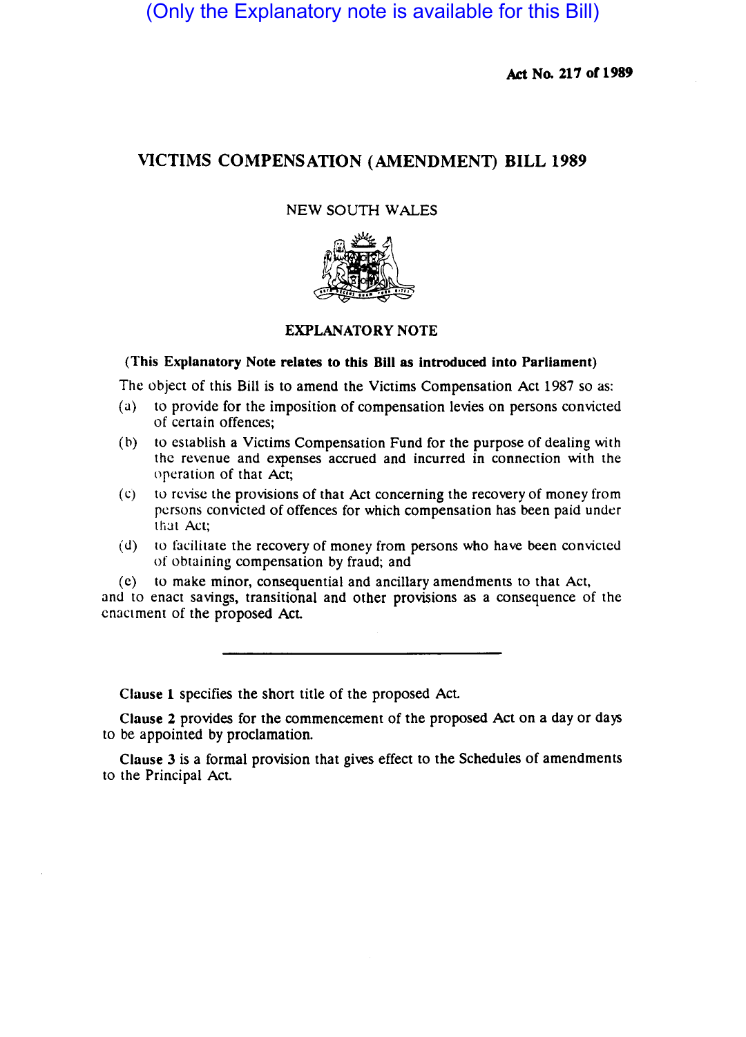(Only the Explanatory note is available for this Bill)

**Act No. 217 of 1989**

# VICTIMS COMPENSATION (AMENDMENT) BILL 1989

NEW SOUTH WALES

## EXPLANATORY NOTE

**(This Explanatory Note relates to this Bill as introduced into Parliament)**

The object of this Bill is to amend the Victims Compensation Act 1987 so as:

(a) to provide for the imposition of compensation levies on persons convicted of certain offences;

(b) to establish a Victims Compensation Fund for the purpose of dealing with the revenue and expenses accrued and incurred in connection with the operation of that Act;

(c) to revise the provisions of that Act concerning the recovery of money from persons convicted of offences for which compensation has been paid under that Act;

(d) to facilitate the recovery of money from persons who have been convicted of obtaining compensation by fraud; and

(e) to make minor, consequential and ancillary amendments to that Act,

and to enact savings, transitional and other provisions as a consequence of the enactment of the proposed Act.

---

**Clause 1** specifies the short title of the proposed Act.

**Clause 2** provides for the commencement of the proposed Act on a day or days to be appointed by proclamation.

**Clause 3** is a formal provision that gives effect to the Schedules of amendments to the Principal Act.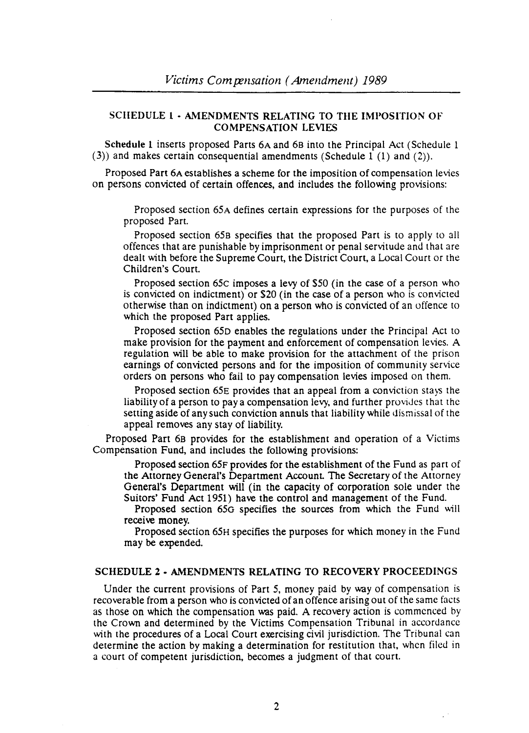## SCHEDULE 1 - AMENDMENTS RELATING TO THE IMPOSITION OF COMPENSATION LEVIES

Schedule 1 inserts proposed Parts 6A and 6B into the Principal Act (Schedule 1 (3)) and makes certain consequential amendments (Schedule 1 (1) and (2)).

Proposed Part 6A establishes a scheme for the imposition of compensation levies on persons convicted of certain offences, and includes the following provisions:

> Proposed section 65A defines certain expressions for the purposes of the proposed Part.
>
> Proposed section 65B specifies that the proposed Part is to apply to all offences that are punishable by imprisonment or penal servitude and that are dealt with before the Supreme Court, the District Court, a Local Court or the Children's Court.
>
> Proposed section 65C imposes a levy of $50 (in the case of a person who is convicted on indictment) or $20 (in the case of a person who is convicted otherwise than on indictment) on a person who is convicted of an offence to which the proposed Part applies.
>
> Proposed section 65D enables the regulations under the Principal Act to make provision for the payment and enforcement of compensation levies. A regulation will be able to make provision for the attachment of the prison earnings of convicted persons and for the imposition of community service orders on persons who fail to pay compensation levies imposed on them.
>
> Proposed section 65E provides that an appeal from a conviction stays the liability of a person to pay a compensation levy, and further provides that the setting aside of any such conviction annuls that liability while dismissal of the appeal removes any stay of liability.

Proposed Part 6B provides for the establishment and operation of a Victims Compensation Fund, and includes the following provisions:

> Proposed section 65F provides for the establishment of the Fund as part of the Attorney General's Department Account. The Secretary of the Attorney General's Department will (in the capacity of corporation sole under the Suitors' Fund Act 1951) have the control and management of the Fund.
>
> Proposed section 65G specifies the sources from which the Fund will receive money.
>
> Proposed section 65H specifies the purposes for which money in the Fund may be expended.

## SCHEDULE 2 - AMENDMENTS RELATING TO RECOVERY PROCEEDINGS

Under the current provisions of Part 5, money paid by way of compensation is recoverable from a person who is convicted of an offence arising out of the same facts as those on which the compensation was paid. A recovery action is commenced by the Crown and determined by the Victims Compensation Tribunal in accordance with the procedures of a Local Court exercising civil jurisdiction. The Tribunal can determine the action by making a determination for restitution that, when filed in a court of competent jurisdiction, becomes a judgment of that court.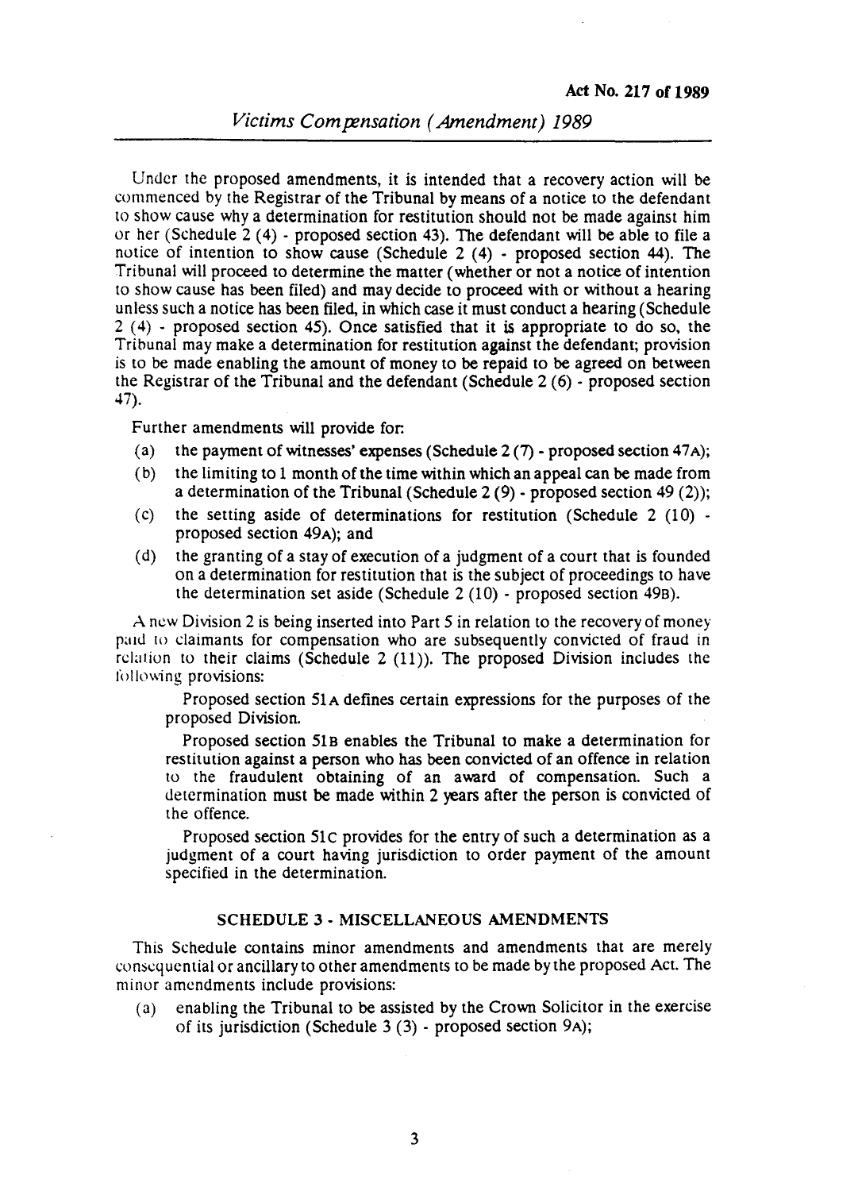Under the proposed amendments, it is intended that a recovery action will be commenced by the Registrar of the Tribunal by means of a notice to the defendant to show cause why a determination for restitution should not be made against him or her (Schedule 2 (4) - proposed section 43). The defendant will be able to file a notice of intention to show cause (Schedule 2 (4) - proposed section 44). The Tribunal will proceed to determine the matter (whether or not a notice of intention to show cause has been filed) and may decide to proceed with or without a hearing unless such a notice has been filed, in which case it must conduct a hearing (Schedule 2 (4) - proposed section 45). Once satisfied that it is appropriate to do so, the Tribunal may make a determination for restitution against the defendant; provision is to be made enabling the amount of money to be repaid to be agreed on between the Registrar of the Tribunal and the defendant (Schedule 2 (6) - proposed section 47).

Further amendments will provide for:

(a) the payment of witnesses' expenses (Schedule 2 (7) - proposed section 47A);

(b) the limiting to 1 month of the time within which an appeal can be made from a determination of the Tribunal (Schedule 2 (9) - proposed section 49 (2));

(c) the setting aside of determinations for restitution (Schedule 2 (10) - proposed section 49A); and

(d) the granting of a stay of execution of a judgment of a court that is founded on a determination for restitution that is the subject of proceedings to have the determination set aside (Schedule 2 (10) - proposed section 49B).

A new Division 2 is being inserted into Part 5 in relation to the recovery of money paid to claimants for compensation who are subsequently convicted of fraud in relation to their claims (Schedule 2 (11)). The proposed Division includes the following provisions:

Proposed section 51A defines certain expressions for the purposes of the proposed Division.

Proposed section 51B enables the Tribunal to make a determination for restitution against a person who has been convicted of an offence in relation to the fraudulent obtaining of an award of compensation. Such a determination must be made within 2 years after the person is convicted of the offence.

Proposed section 51C provides for the entry of such a determination as a judgment of a court having jurisdiction to order payment of the amount specified in the determination.

## SCHEDULE 3 - MISCELLANEOUS AMENDMENTS

This Schedule contains minor amendments and amendments that are merely consequential or ancillary to other amendments to be made by the proposed Act. The minor amendments include provisions:

(a) enabling the Tribunal to be assisted by the Crown Solicitor in the exercise of its jurisdiction (Schedule 3 (3) - proposed section 9A);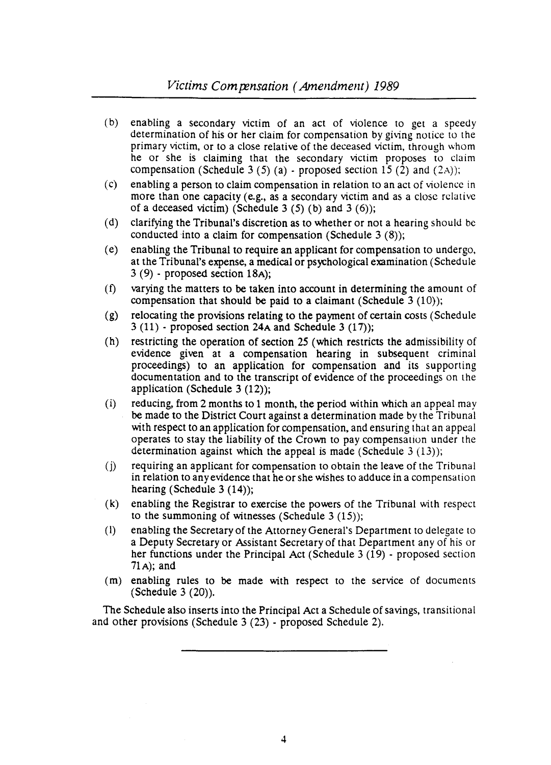- (b) enabling a secondary victim of an act of violence to get a speedy determination of his or her claim for compensation by giving notice to the primary victim, or to a close relative of the deceased victim, through whom he or she is claiming that the secondary victim proposes to claim compensation (Schedule 3 (5) (a) - proposed section 15 (2) and (2A));
- (c) enabling a person to claim compensation in relation to an act of violence in more than one capacity (e.g., as a secondary victim and as a close relative of a deceased victim) (Schedule 3 (5) (b) and 3 (6));
- (d) clarifying the Tribunal's discretion as to whether or not a hearing should be conducted into a claim for compensation (Schedule 3 (8));
- (e) enabling the Tribunal to require an applicant for compensation to undergo, at the Tribunal's expense, a medical or psychological examination (Schedule 3 (9) - proposed section 18A);
- (f) varying the matters to be taken into account in determining the amount of compensation that should be paid to a claimant (Schedule 3 (10));
- (g) relocating the provisions relating to the payment of certain costs (Schedule 3 (11) - proposed section 24A and Schedule 3 (17));
- (h) restricting the operation of section 25 (which restricts the admissibility of evidence given at a compensation hearing in subsequent criminal proceedings) to an application for compensation and its supporting documentation and to the transcript of evidence of the proceedings on the application (Schedule 3 (12));
- (i) reducing, from 2 months to 1 month, the period within which an appeal may be made to the District Court against a determination made by the Tribunal with respect to an application for compensation, and ensuring that an appeal operates to stay the liability of the Crown to pay compensation under the determination against which the appeal is made (Schedule 3 (13));
- (j) requiring an applicant for compensation to obtain the leave of the Tribunal in relation to any evidence that he or she wishes to adduce in a compensation hearing (Schedule 3 (14));
- (k) enabling the Registrar to exercise the powers of the Tribunal with respect to the summoning of witnesses (Schedule 3 (15));
- (l) enabling the Secretary of the Attorney General's Department to delegate to a Deputy Secretary or Assistant Secretary of that Department any of his or her functions under the Principal Act (Schedule 3 (19) - proposed section 71A); and
- (m) enabling rules to be made with respect to the service of documents (Schedule 3 (20)).

The Schedule also inserts into the Principal Act a Schedule of savings, transitional and other provisions (Schedule 3 (23) - proposed Schedule 2).